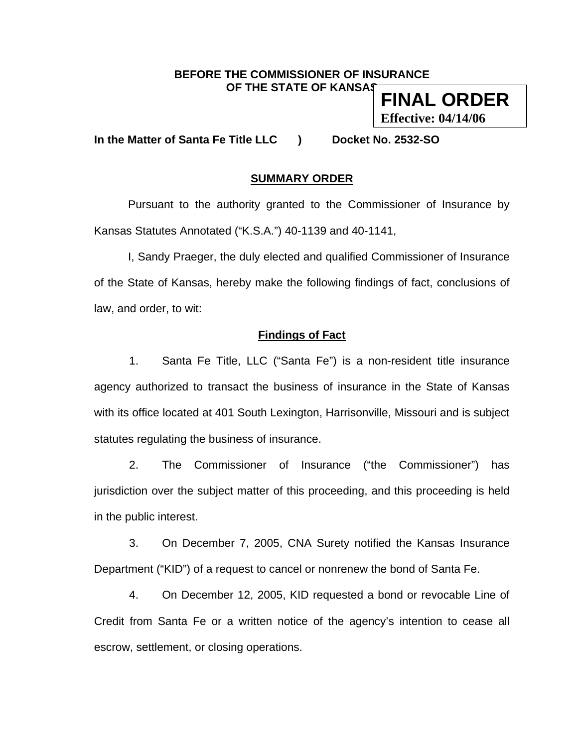**BEFORE THE COMMISSIONER OF INSURANCE OF THE STATE OF KANSAS**

**FINAL ORDER**
**Effective: 04/14/06**

**In the Matter of Santa Fe Title LLC ) Docket No. 2532-SO**

## SUMMARY ORDER

Pursuant to the authority granted to the Commissioner of Insurance by Kansas Statutes Annotated ("K.S.A.") 40-1139 and 40-1141,

I, Sandy Praeger, the duly elected and qualified Commissioner of Insurance of the State of Kansas, hereby make the following findings of fact, conclusions of law, and order, to wit:

### Findings of Fact

1. Santa Fe Title, LLC ("Santa Fe") is a non-resident title insurance agency authorized to transact the business of insurance in the State of Kansas with its office located at 401 South Lexington, Harrisonville, Missouri and is subject statutes regulating the business of insurance.

2. The Commissioner of Insurance ("the Commissioner") has jurisdiction over the subject matter of this proceeding, and this proceeding is held in the public interest.

3. On December 7, 2005, CNA Surety notified the Kansas Insurance Department ("KID") of a request to cancel or nonrenew the bond of Santa Fe.

4. On December 12, 2005, KID requested a bond or revocable Line of Credit from Santa Fe or a written notice of the agency's intention to cease all escrow, settlement, or closing operations.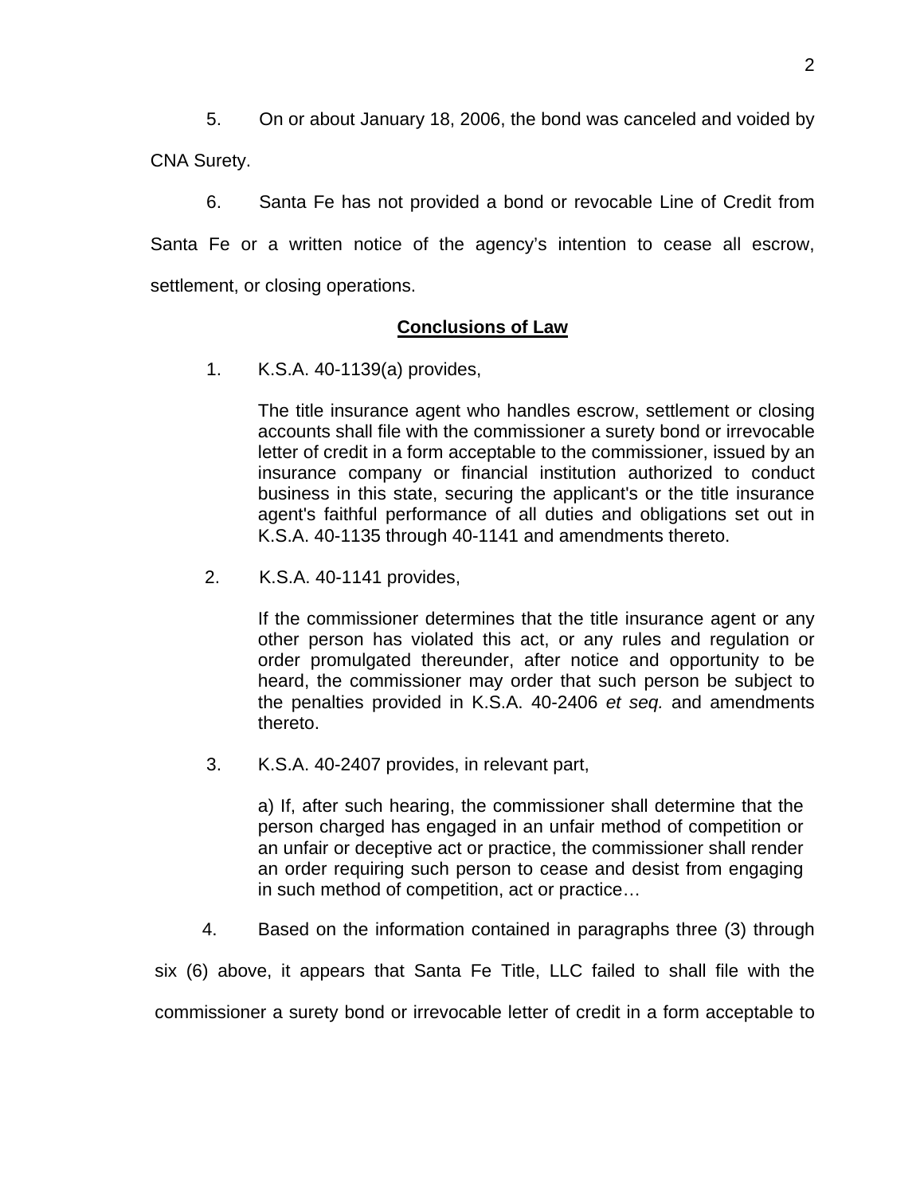5. On or about January 18, 2006, the bond was canceled and voided by CNA Surety.

6. Santa Fe has not provided a bond or revocable Line of Credit from Santa Fe or a written notice of the agency's intention to cease all escrow, settlement, or closing operations.

## **Conclusions of Law**

1. K.S.A. 40-1139(a) provides,

> The title insurance agent who handles escrow, settlement or closing accounts shall file with the commissioner a surety bond or irrevocable letter of credit in a form acceptable to the commissioner, issued by an insurance company or financial institution authorized to conduct business in this state, securing the applicant's or the title insurance agent's faithful performance of all duties and obligations set out in K.S.A. 40-1135 through 40-1141 and amendments thereto.

2. K.S.A. 40-1141 provides,

> If the commissioner determines that the title insurance agent or any other person has violated this act, or any rules and regulation or order promulgated thereunder, after notice and opportunity to be heard, the commissioner may order that such person be subject to the penalties provided in K.S.A. 40-2406 *et seq.* and amendments thereto.

3. K.S.A. 40-2407 provides, in relevant part,

> a) If, after such hearing, the commissioner shall determine that the person charged has engaged in an unfair method of competition or an unfair or deceptive act or practice, the commissioner shall render an order requiring such person to cease and desist from engaging in such method of competition, act or practice…

4. Based on the information contained in paragraphs three (3) through six (6) above, it appears that Santa Fe Title, LLC failed to shall file with the commissioner a surety bond or irrevocable letter of credit in a form acceptable to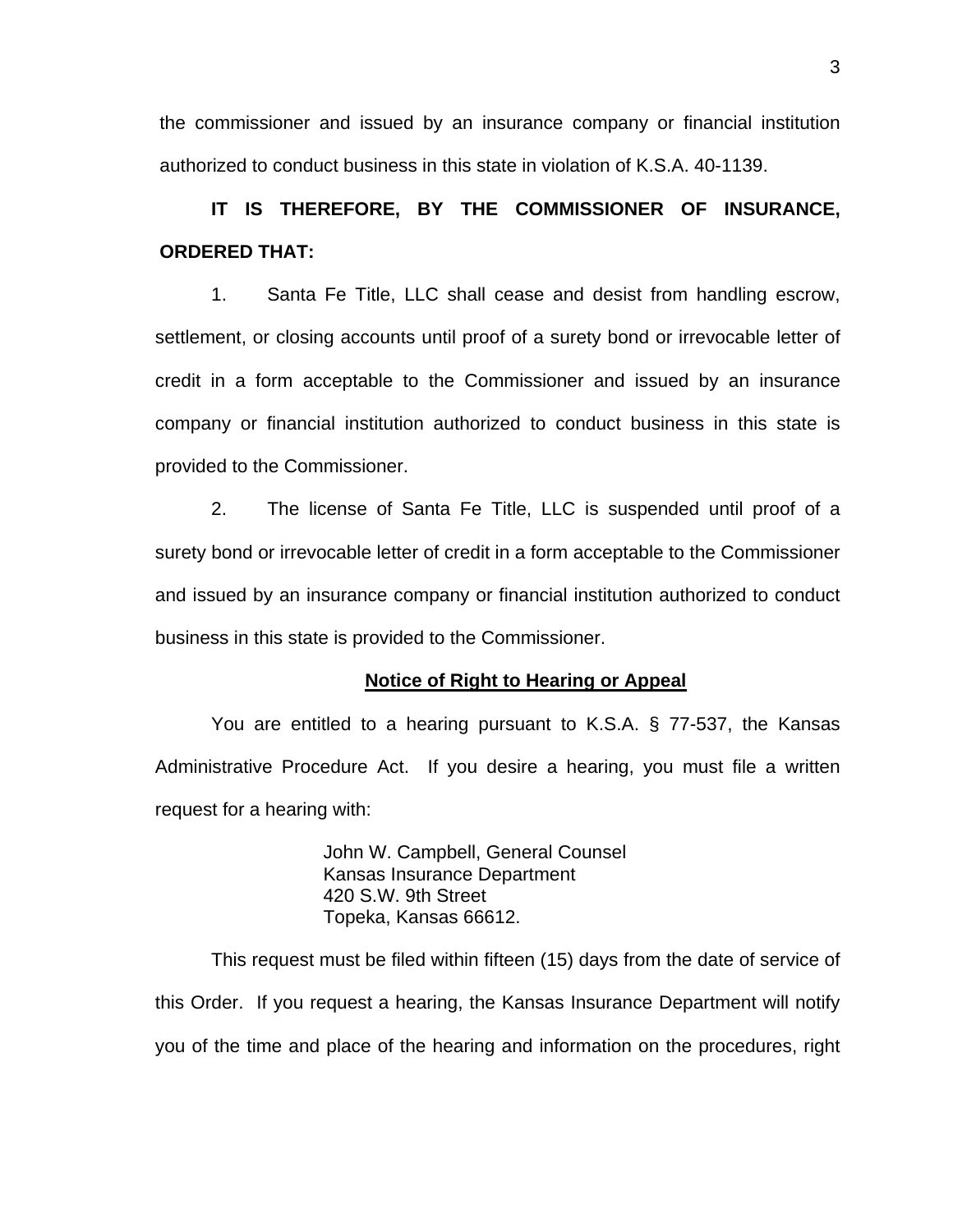the commissioner and issued by an insurance company or financial institution authorized to conduct business in this state in violation of K.S.A. 40-1139.

**IT IS THEREFORE, BY THE COMMISSIONER OF INSURANCE, ORDERED THAT:**

1. Santa Fe Title, LLC shall cease and desist from handling escrow, settlement, or closing accounts until proof of a surety bond or irrevocable letter of credit in a form acceptable to the Commissioner and issued by an insurance company or financial institution authorized to conduct business in this state is provided to the Commissioner.

2. The license of Santa Fe Title, LLC is suspended until proof of a surety bond or irrevocable letter of credit in a form acceptable to the Commissioner and issued by an insurance company or financial institution authorized to conduct business in this state is provided to the Commissioner.

**Notice of Right to Hearing or Appeal**

You are entitled to a hearing pursuant to K.S.A. § 77-537, the Kansas Administrative Procedure Act. If you desire a hearing, you must file a written request for a hearing with:

John W. Campbell, General Counsel
Kansas Insurance Department
420 S.W. 9th Street
Topeka, Kansas 66612.

This request must be filed within fifteen (15) days from the date of service of this Order. If you request a hearing, the Kansas Insurance Department will notify you of the time and place of the hearing and information on the procedures, right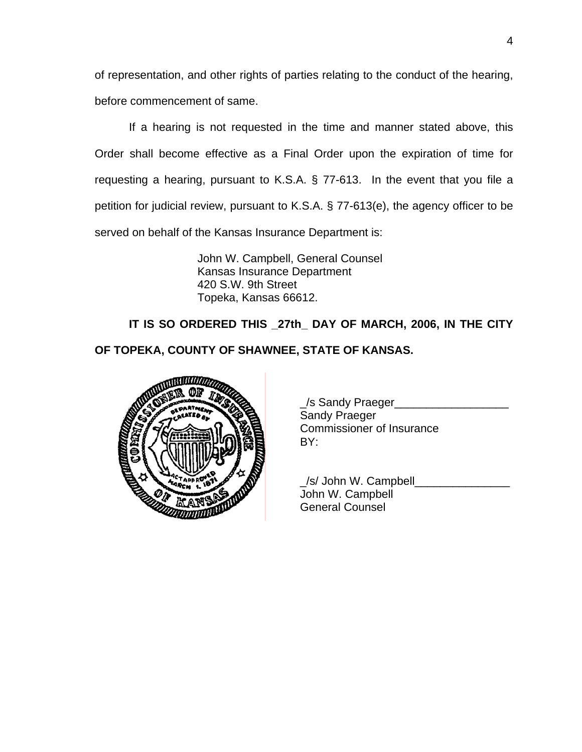of representation, and other rights of parties relating to the conduct of the hearing, before commencement of same.

If a hearing is not requested in the time and manner stated above, this Order shall become effective as a Final Order upon the expiration of time for requesting a hearing, pursuant to K.S.A. § 77-613. In the event that you file a petition for judicial review, pursuant to K.S.A. § 77-613(e), the agency officer to be served on behalf of the Kansas Insurance Department is:

> John W. Campbell, General Counsel
> Kansas Insurance Department
> 420 S.W. 9th Street
> Topeka, Kansas 66612.

**IT IS SO ORDERED THIS _27th_ DAY OF MARCH, 2006, IN THE CITY OF TOPEKA, COUNTY OF SHAWNEE, STATE OF KANSAS.**

_/s Sandy Praeger__________________
Sandy Praeger
Commissioner of Insurance
BY:

_/s/ John W. Campbell_______________
John W. Campbell
General Counsel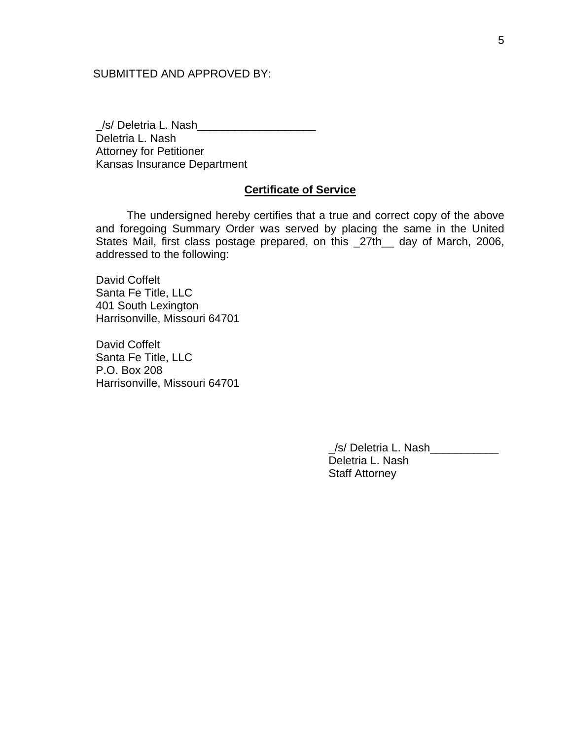SUBMITTED AND APPROVED BY:

_/s/ Deletria L. Nash___________________
Deletria L. Nash
Attorney for Petitioner
Kansas Insurance Department

**Certificate of Service**

The undersigned hereby certifies that a true and correct copy of the above and foregoing Summary Order was served by placing the same in the United States Mail, first class postage prepared, on this _27th__ day of March, 2006, addressed to the following:

David Coffelt
Santa Fe Title, LLC
401 South Lexington
Harrisonville, Missouri 64701

David Coffelt
Santa Fe Title, LLC
P.O. Box 208
Harrisonville, Missouri 64701

_/s/ Deletria L. Nash___________
Deletria L. Nash
Staff Attorney